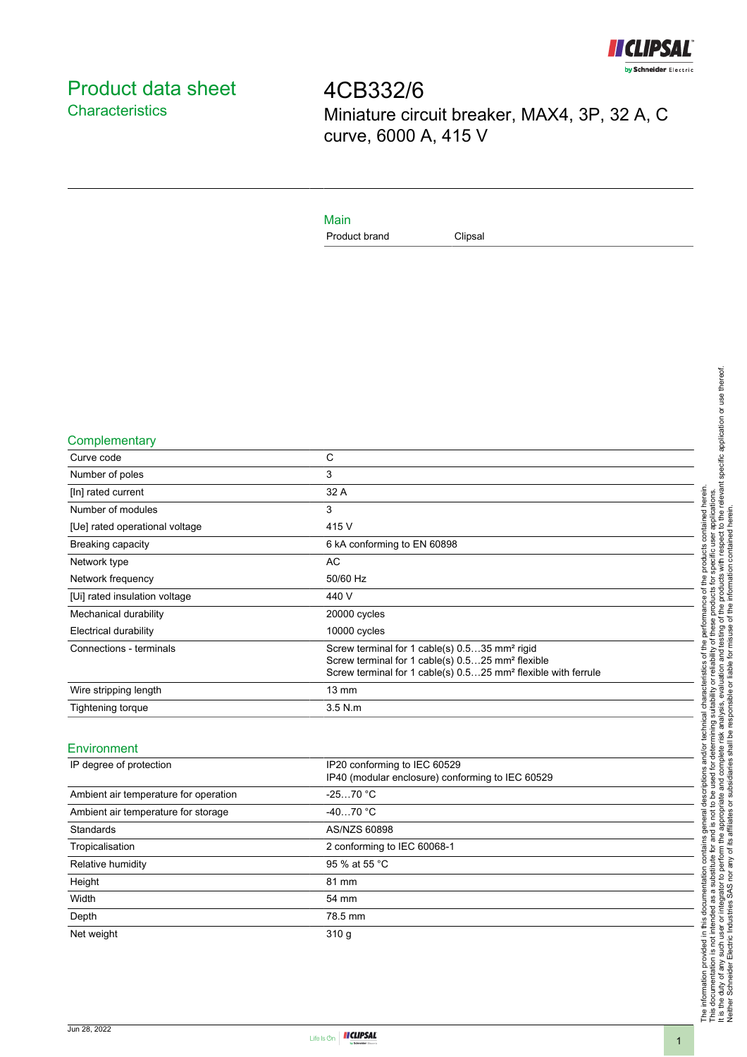# Product data sheet

## Characteristics

# 4CB332/6

Miniature circuit breaker, MAX4, 3P, 32 A, C curve, 6000 A, 415 V

### Main

| | |
|---|---|
| Product brand | Clipsal |

### Complementary

| | |
|---|---|
| Curve code | C |
| Number of poles | 3 |
| [In] rated current | 32 A |
| Number of modules | 3 |
| [Ue] rated operational voltage | 415 V |
| Breaking capacity | 6 kA conforming to EN 60898 |
| Network type | AC |
| Network frequency | 50/60 Hz |
| [Ui] rated insulation voltage | 440 V |
| Mechanical durability | 20000 cycles |
| Electrical durability | 10000 cycles |
| Connections - terminals | Screw terminal for 1 cable(s) 0.5…35 mm² rigid<br>Screw terminal for 1 cable(s) 0.5…25 mm² flexible<br>Screw terminal for 1 cable(s) 0.5…25 mm² flexible with ferrule |
| Wire stripping length | 13 mm |
| Tightening torque | 3.5 N.m |

### Environment

| | |
|---|---|
| IP degree of protection | IP20 conforming to IEC 60529<br>IP40 (modular enclosure) conforming to IEC 60529 |
| Ambient air temperature for operation | -25…70 °C |
| Ambient air temperature for storage | -40…70 °C |
| Standards | AS/NZS 60898 |
| Tropicalisation | 2 conforming to IEC 60068-1 |
| Relative humidity | 95 % at 55 °C |
| Height | 81 mm |
| Width | 54 mm |
| Depth | 78.5 mm |
| Net weight | 310 g |

The information provided in this documentation contains general descriptions and/or technical characteristics of the performance of the products contained herein.
This documentation is not intended as a substitute for and is not to be used for determining suitability or reliability of these products for specific user applications.
It is the duty of any such user or integrator to perform the appropriate and complete risk analysis, evaluation and testing of the products with respect to the relevant specific application or use thereof.
Neither Schneider Electric Industries SAS nor any of its affiliates or subsidiaries shall be responsible or liable for misuse of the information contained herein.

Jun 28, 2022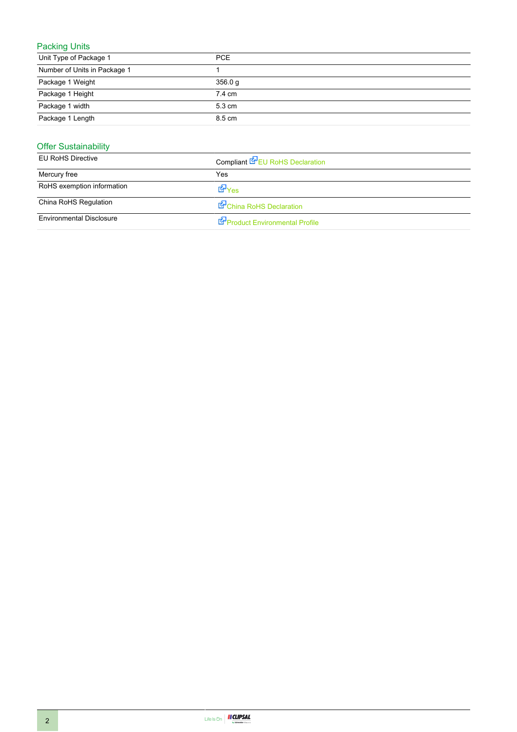## Packing Units

| | |
|---|---|
| Unit Type of Package 1 | PCE |
| Number of Units in Package 1 | 1 |
| Package 1 Weight | 356.0 g |
| Package 1 Height | 7.4 cm |
| Package 1 width | 5.3 cm |
| Package 1 Length | 8.5 cm |

## Offer Sustainability

| | |
|---|---|
| EU RoHS Directive | Compliant EU RoHS Declaration |
| Mercury free | Yes |
| RoHS exemption information | Yes |
| China RoHS Regulation | China RoHS Declaration |
| Environmental Disclosure | Product Environmental Profile |